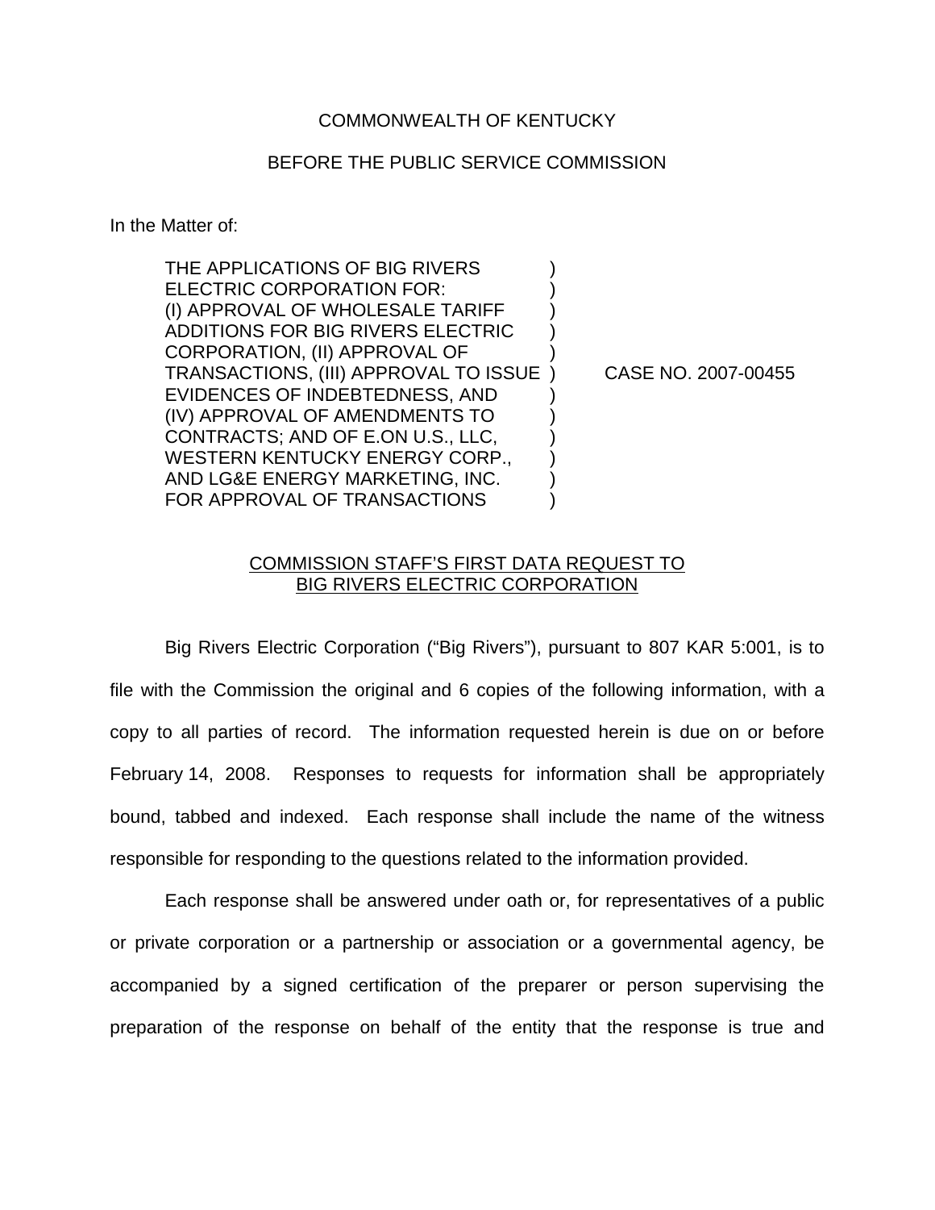COMMONWEALTH OF KENTUCKY

BEFORE THE PUBLIC SERVICE COMMISSION

In the Matter of:

| | | |
|---|---|---|
| THE APPLICATIONS OF BIG RIVERS ELECTRIC CORPORATION FOR: (I) APPROVAL OF WHOLESALE TARIFF ADDITIONS FOR BIG RIVERS ELECTRIC CORPORATION, (II) APPROVAL OF TRANSACTIONS, (III) APPROVAL TO ISSUE EVIDENCES OF INDEBTEDNESS, AND (IV) APPROVAL OF AMENDMENTS TO CONTRACTS; AND OF E.ON U.S., LLC, WESTERN KENTUCKY ENERGY CORP., AND LG&E ENERGY MARKETING, INC. FOR APPROVAL OF TRANSACTIONS | ) | CASE NO. 2007-00455 |

COMMISSION STAFF'S FIRST DATA REQUEST TO BIG RIVERS ELECTRIC CORPORATION

Big Rivers Electric Corporation ("Big Rivers"), pursuant to 807 KAR 5:001, is to file with the Commission the original and 6 copies of the following information, with a copy to all parties of record. The information requested herein is due on or before February 14, 2008. Responses to requests for information shall be appropriately bound, tabbed and indexed. Each response shall include the name of the witness responsible for responding to the questions related to the information provided.

Each response shall be answered under oath or, for representatives of a public or private corporation or a partnership or association or a governmental agency, be accompanied by a signed certification of the preparer or person supervising the preparation of the response on behalf of the entity that the response is true and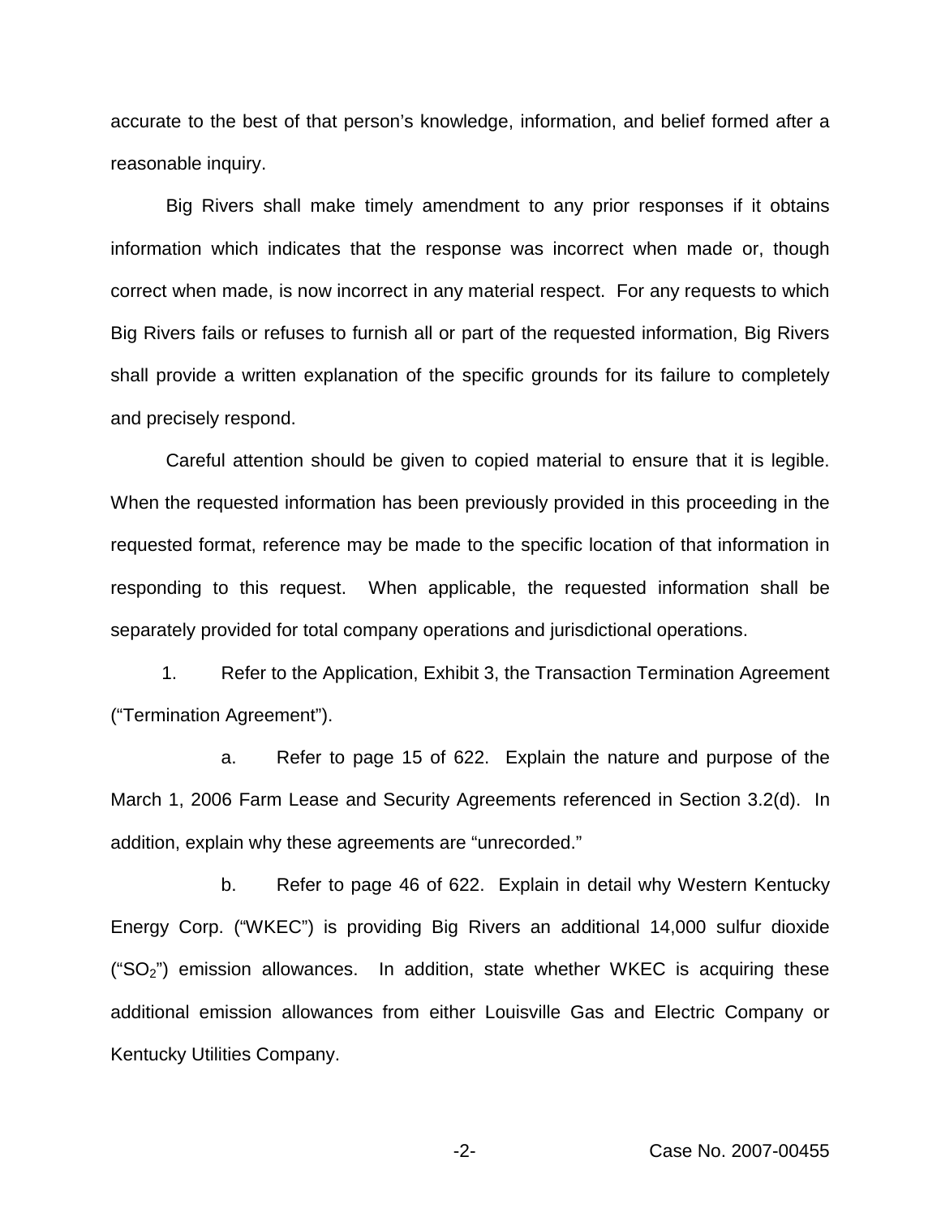accurate to the best of that person's knowledge, information, and belief formed after a reasonable inquiry.

Big Rivers shall make timely amendment to any prior responses if it obtains information which indicates that the response was incorrect when made or, though correct when made, is now incorrect in any material respect. For any requests to which Big Rivers fails or refuses to furnish all or part of the requested information, Big Rivers shall provide a written explanation of the specific grounds for its failure to completely and precisely respond.

Careful attention should be given to copied material to ensure that it is legible. When the requested information has been previously provided in this proceeding in the requested format, reference may be made to the specific location of that information in responding to this request. When applicable, the requested information shall be separately provided for total company operations and jurisdictional operations.

1. Refer to the Application, Exhibit 3, the Transaction Termination Agreement ("Termination Agreement").

a. Refer to page 15 of 622. Explain the nature and purpose of the March 1, 2006 Farm Lease and Security Agreements referenced in Section 3.2(d). In addition, explain why these agreements are "unrecorded."

b. Refer to page 46 of 622. Explain in detail why Western Kentucky Energy Corp. ("WKEC") is providing Big Rivers an additional 14,000 sulfur dioxide ("$SO_2$") emission allowances. In addition, state whether WKEC is acquiring these additional emission allowances from either Louisville Gas and Electric Company or Kentucky Utilities Company.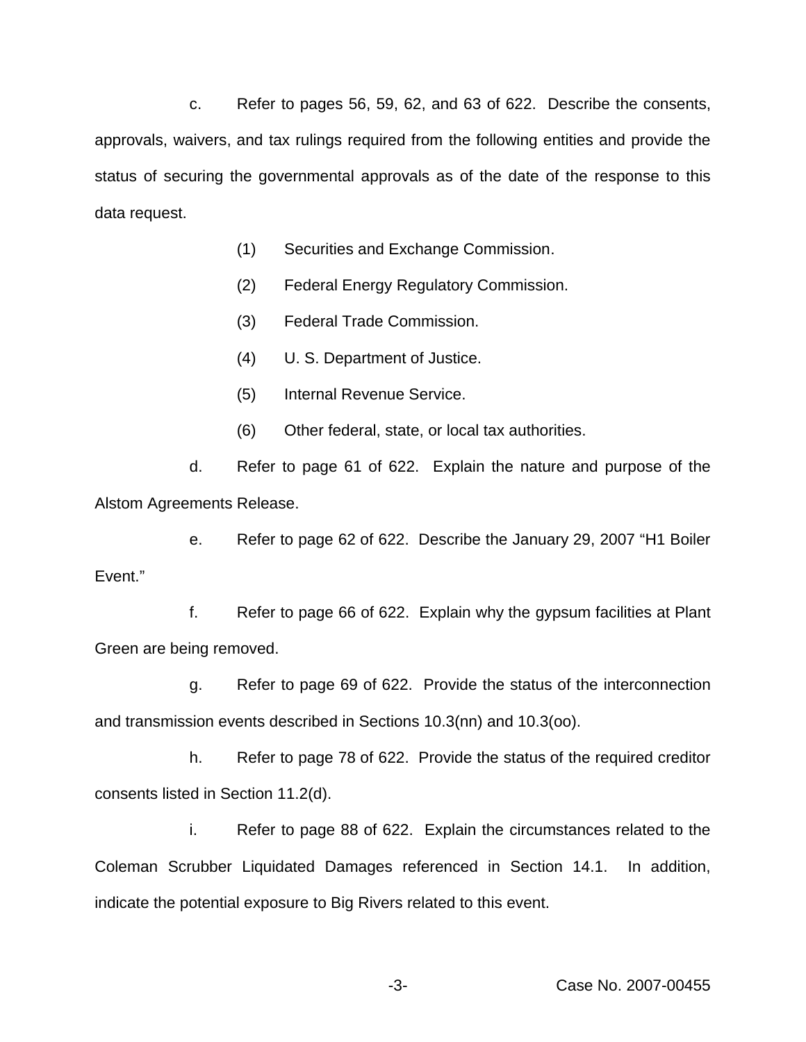c. Refer to pages 56, 59, 62, and 63 of 622. Describe the consents, approvals, waivers, and tax rulings required from the following entities and provide the status of securing the governmental approvals as of the date of the response to this data request.

(1) Securities and Exchange Commission.

(2) Federal Energy Regulatory Commission.

(3) Federal Trade Commission.

(4) U. S. Department of Justice.

(5) Internal Revenue Service.

(6) Other federal, state, or local tax authorities.

d. Refer to page 61 of 622. Explain the nature and purpose of the Alstom Agreements Release.

e. Refer to page 62 of 622. Describe the January 29, 2007 "H1 Boiler Event."

f. Refer to page 66 of 622. Explain why the gypsum facilities at Plant Green are being removed.

g. Refer to page 69 of 622. Provide the status of the interconnection and transmission events described in Sections 10.3(nn) and 10.3(oo).

h. Refer to page 78 of 622. Provide the status of the required creditor consents listed in Section 11.2(d).

i. Refer to page 88 of 622. Explain the circumstances related to the Coleman Scrubber Liquidated Damages referenced in Section 14.1. In addition, indicate the potential exposure to Big Rivers related to this event.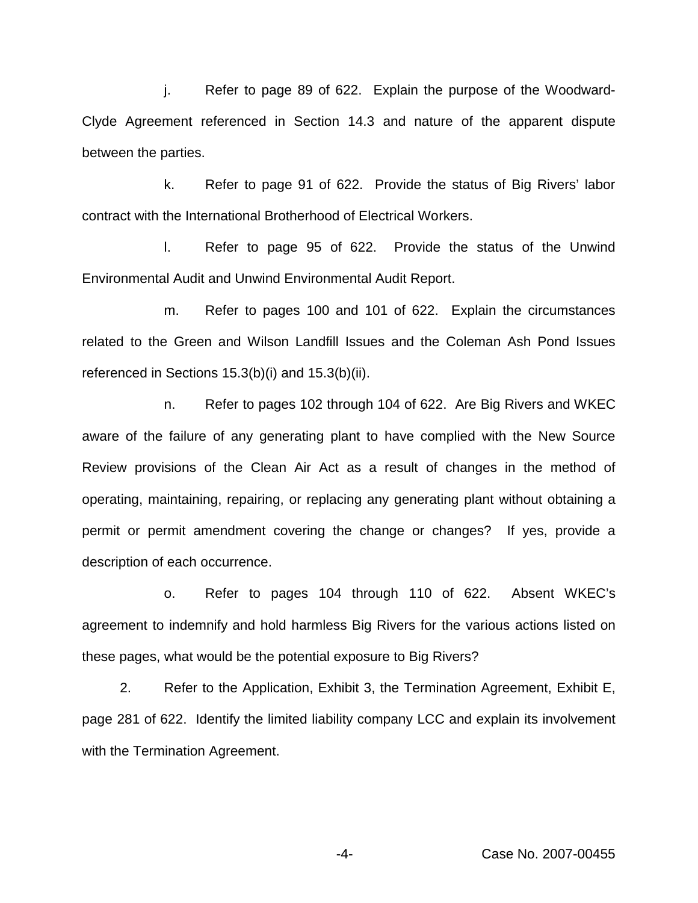j. Refer to page 89 of 622. Explain the purpose of the Woodward-Clyde Agreement referenced in Section 14.3 and nature of the apparent dispute between the parties.

k. Refer to page 91 of 622. Provide the status of Big Rivers' labor contract with the International Brotherhood of Electrical Workers.

l. Refer to page 95 of 622. Provide the status of the Unwind Environmental Audit and Unwind Environmental Audit Report.

m. Refer to pages 100 and 101 of 622. Explain the circumstances related to the Green and Wilson Landfill Issues and the Coleman Ash Pond Issues referenced in Sections 15.3(b)(i) and 15.3(b)(ii).

n. Refer to pages 102 through 104 of 622. Are Big Rivers and WKEC aware of the failure of any generating plant to have complied with the New Source Review provisions of the Clean Air Act as a result of changes in the method of operating, maintaining, repairing, or replacing any generating plant without obtaining a permit or permit amendment covering the change or changes? If yes, provide a description of each occurrence.

o. Refer to pages 104 through 110 of 622. Absent WKEC's agreement to indemnify and hold harmless Big Rivers for the various actions listed on these pages, what would be the potential exposure to Big Rivers?

2. Refer to the Application, Exhibit 3, the Termination Agreement, Exhibit E, page 281 of 622. Identify the limited liability company LCC and explain its involvement with the Termination Agreement.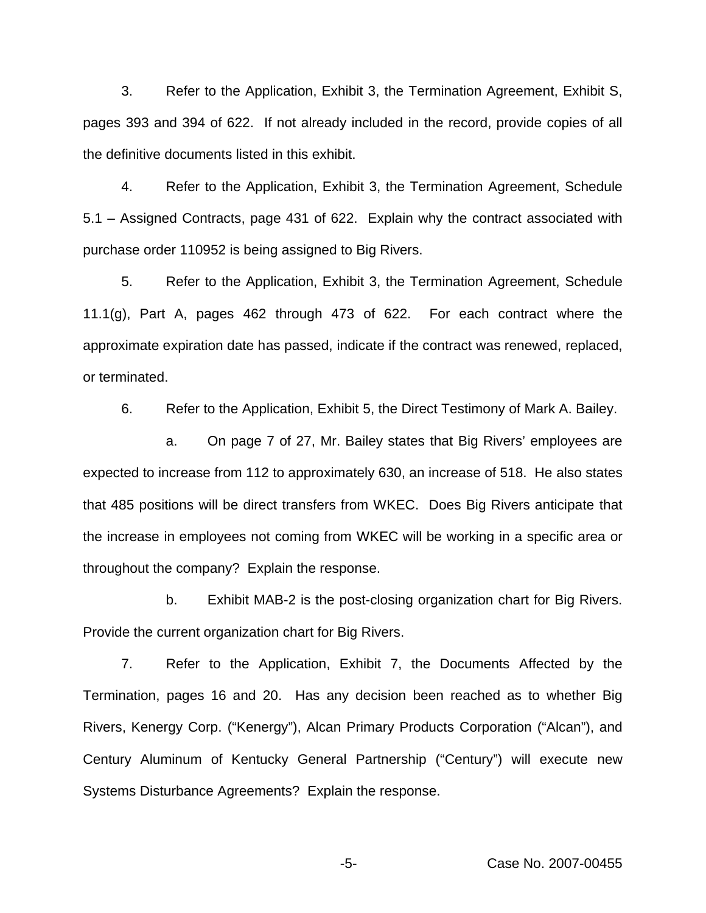3. Refer to the Application, Exhibit 3, the Termination Agreement, Exhibit S, pages 393 and 394 of 622. If not already included in the record, provide copies of all the definitive documents listed in this exhibit.

4. Refer to the Application, Exhibit 3, the Termination Agreement, Schedule 5.1 – Assigned Contracts, page 431 of 622. Explain why the contract associated with purchase order 110952 is being assigned to Big Rivers.

5. Refer to the Application, Exhibit 3, the Termination Agreement, Schedule 11.1(g), Part A, pages 462 through 473 of 622. For each contract where the approximate expiration date has passed, indicate if the contract was renewed, replaced, or terminated.

6. Refer to the Application, Exhibit 5, the Direct Testimony of Mark A. Bailey.

a. On page 7 of 27, Mr. Bailey states that Big Rivers' employees are expected to increase from 112 to approximately 630, an increase of 518. He also states that 485 positions will be direct transfers from WKEC. Does Big Rivers anticipate that the increase in employees not coming from WKEC will be working in a specific area or throughout the company? Explain the response.

b. Exhibit MAB-2 is the post-closing organization chart for Big Rivers. Provide the current organization chart for Big Rivers.

7. Refer to the Application, Exhibit 7, the Documents Affected by the Termination, pages 16 and 20. Has any decision been reached as to whether Big Rivers, Kenergy Corp. ("Kenergy"), Alcan Primary Products Corporation ("Alcan"), and Century Aluminum of Kentucky General Partnership ("Century") will execute new Systems Disturbance Agreements? Explain the response.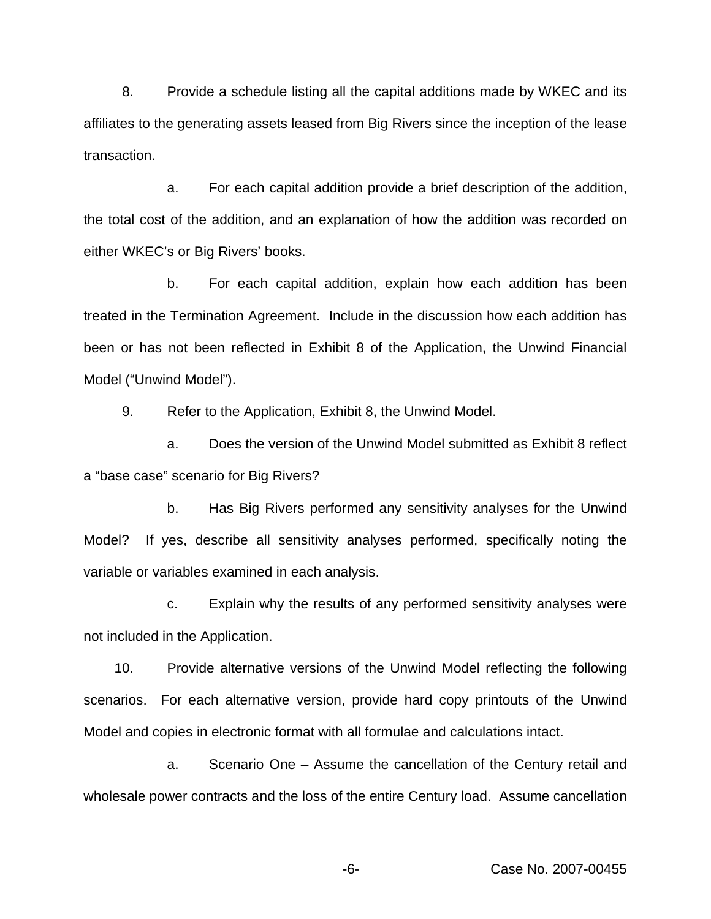8. Provide a schedule listing all the capital additions made by WKEC and its affiliates to the generating assets leased from Big Rivers since the inception of the lease transaction.

a. For each capital addition provide a brief description of the addition, the total cost of the addition, and an explanation of how the addition was recorded on either WKEC's or Big Rivers' books.

b. For each capital addition, explain how each addition has been treated in the Termination Agreement. Include in the discussion how each addition has been or has not been reflected in Exhibit 8 of the Application, the Unwind Financial Model ("Unwind Model").

9. Refer to the Application, Exhibit 8, the Unwind Model.

a. Does the version of the Unwind Model submitted as Exhibit 8 reflect a "base case" scenario for Big Rivers?

b. Has Big Rivers performed any sensitivity analyses for the Unwind Model? If yes, describe all sensitivity analyses performed, specifically noting the variable or variables examined in each analysis.

c. Explain why the results of any performed sensitivity analyses were not included in the Application.

10. Provide alternative versions of the Unwind Model reflecting the following scenarios. For each alternative version, provide hard copy printouts of the Unwind Model and copies in electronic format with all formulae and calculations intact.

a. Scenario One – Assume the cancellation of the Century retail and wholesale power contracts and the loss of the entire Century load. Assume cancellation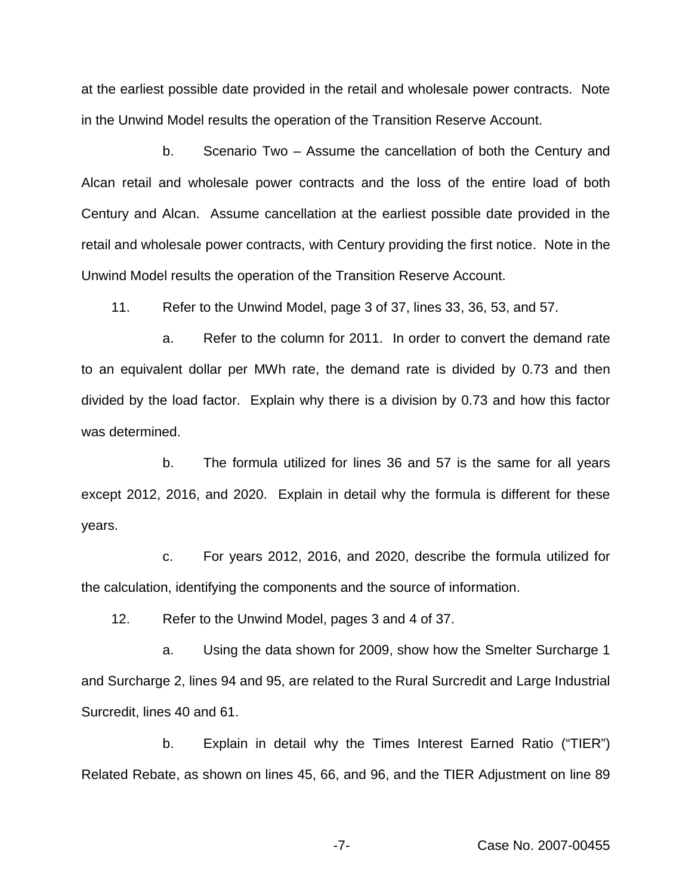at the earliest possible date provided in the retail and wholesale power contracts. Note in the Unwind Model results the operation of the Transition Reserve Account.

b. Scenario Two – Assume the cancellation of both the Century and Alcan retail and wholesale power contracts and the loss of the entire load of both Century and Alcan. Assume cancellation at the earliest possible date provided in the retail and wholesale power contracts, with Century providing the first notice. Note in the Unwind Model results the operation of the Transition Reserve Account.

11. Refer to the Unwind Model, page 3 of 37, lines 33, 36, 53, and 57.

a. Refer to the column for 2011. In order to convert the demand rate to an equivalent dollar per MWh rate, the demand rate is divided by 0.73 and then divided by the load factor. Explain why there is a division by 0.73 and how this factor was determined.

b. The formula utilized for lines 36 and 57 is the same for all years except 2012, 2016, and 2020. Explain in detail why the formula is different for these years.

c. For years 2012, 2016, and 2020, describe the formula utilized for the calculation, identifying the components and the source of information.

12. Refer to the Unwind Model, pages 3 and 4 of 37.

a. Using the data shown for 2009, show how the Smelter Surcharge 1 and Surcharge 2, lines 94 and 95, are related to the Rural Surcredit and Large Industrial Surcredit, lines 40 and 61.

b. Explain in detail why the Times Interest Earned Ratio ("TIER") Related Rebate, as shown on lines 45, 66, and 96, and the TIER Adjustment on line 89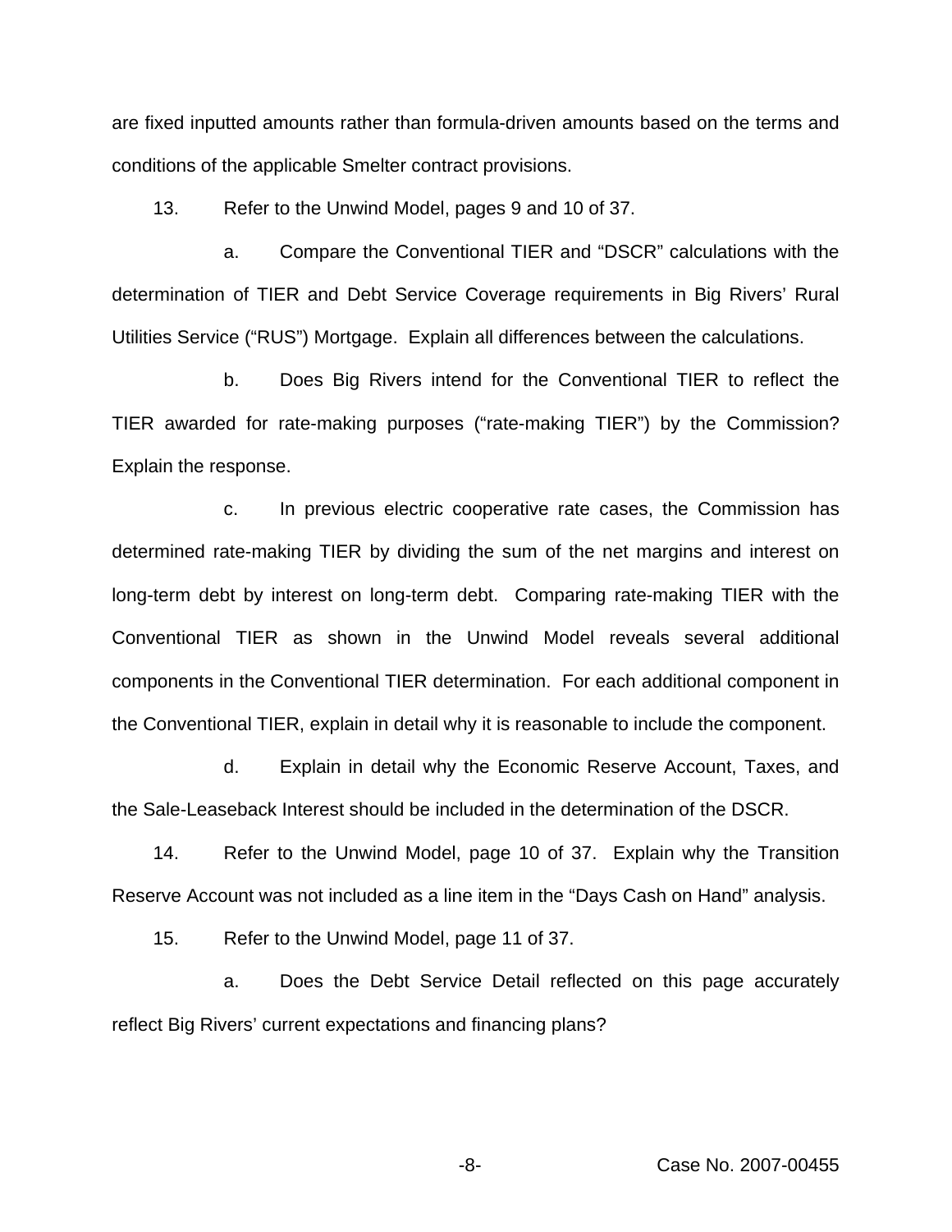are fixed inputted amounts rather than formula-driven amounts based on the terms and conditions of the applicable Smelter contract provisions.

13. Refer to the Unwind Model, pages 9 and 10 of 37.

a. Compare the Conventional TIER and "DSCR" calculations with the determination of TIER and Debt Service Coverage requirements in Big Rivers' Rural Utilities Service ("RUS") Mortgage. Explain all differences between the calculations.

b. Does Big Rivers intend for the Conventional TIER to reflect the TIER awarded for rate-making purposes ("rate-making TIER") by the Commission? Explain the response.

c. In previous electric cooperative rate cases, the Commission has determined rate-making TIER by dividing the sum of the net margins and interest on long-term debt by interest on long-term debt. Comparing rate-making TIER with the Conventional TIER as shown in the Unwind Model reveals several additional components in the Conventional TIER determination. For each additional component in the Conventional TIER, explain in detail why it is reasonable to include the component.

d. Explain in detail why the Economic Reserve Account, Taxes, and the Sale-Leaseback Interest should be included in the determination of the DSCR.

14. Refer to the Unwind Model, page 10 of 37. Explain why the Transition Reserve Account was not included as a line item in the "Days Cash on Hand" analysis.

15. Refer to the Unwind Model, page 11 of 37.

a. Does the Debt Service Detail reflected on this page accurately reflect Big Rivers' current expectations and financing plans?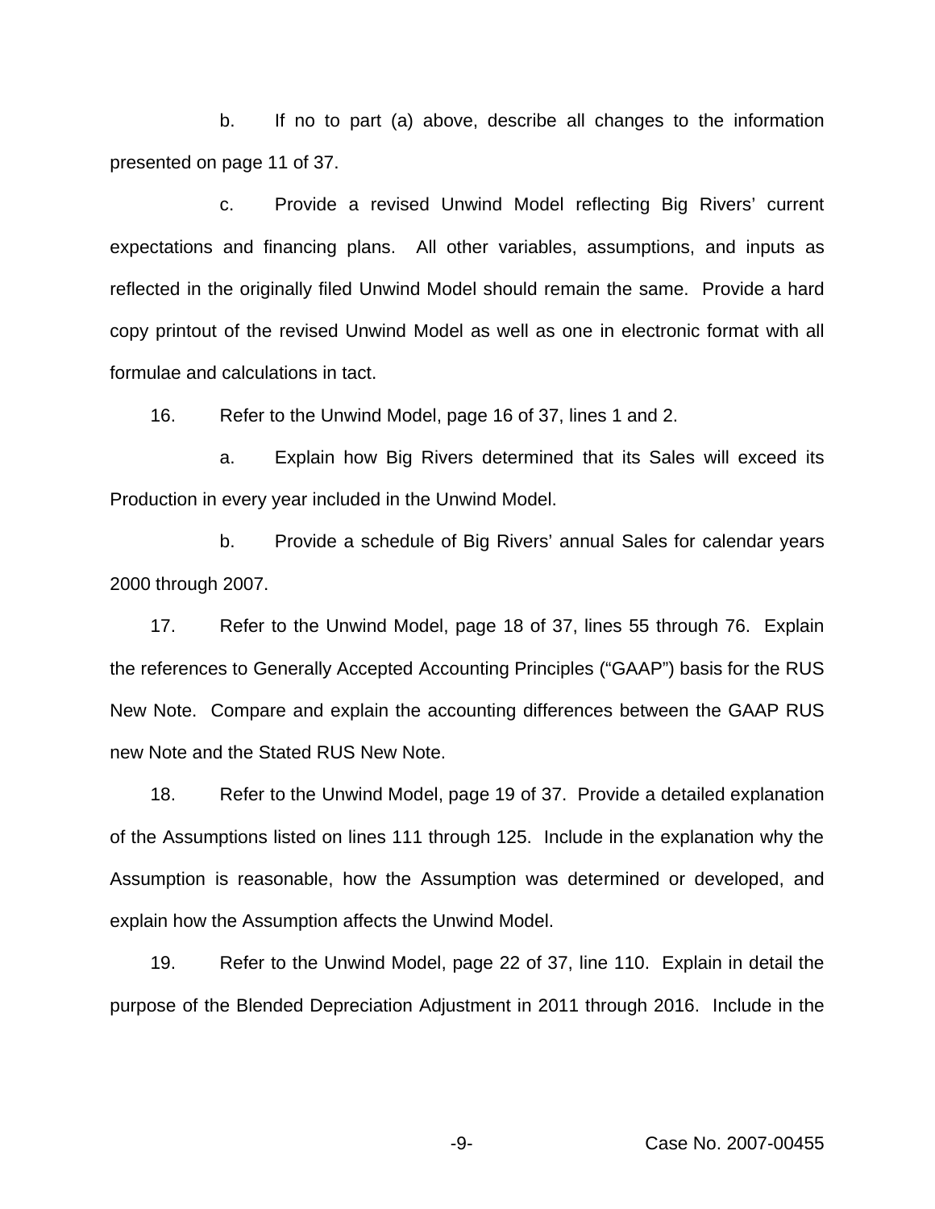b. If no to part (a) above, describe all changes to the information presented on page 11 of 37.

c. Provide a revised Unwind Model reflecting Big Rivers' current expectations and financing plans. All other variables, assumptions, and inputs as reflected in the originally filed Unwind Model should remain the same. Provide a hard copy printout of the revised Unwind Model as well as one in electronic format with all formulae and calculations in tact.

16. Refer to the Unwind Model, page 16 of 37, lines 1 and 2.

a. Explain how Big Rivers determined that its Sales will exceed its Production in every year included in the Unwind Model.

b. Provide a schedule of Big Rivers' annual Sales for calendar years 2000 through 2007.

17. Refer to the Unwind Model, page 18 of 37, lines 55 through 76. Explain the references to Generally Accepted Accounting Principles ("GAAP") basis for the RUS New Note. Compare and explain the accounting differences between the GAAP RUS new Note and the Stated RUS New Note.

18. Refer to the Unwind Model, page 19 of 37. Provide a detailed explanation of the Assumptions listed on lines 111 through 125. Include in the explanation why the Assumption is reasonable, how the Assumption was determined or developed, and explain how the Assumption affects the Unwind Model.

19. Refer to the Unwind Model, page 22 of 37, line 110. Explain in detail the purpose of the Blended Depreciation Adjustment in 2011 through 2016. Include in the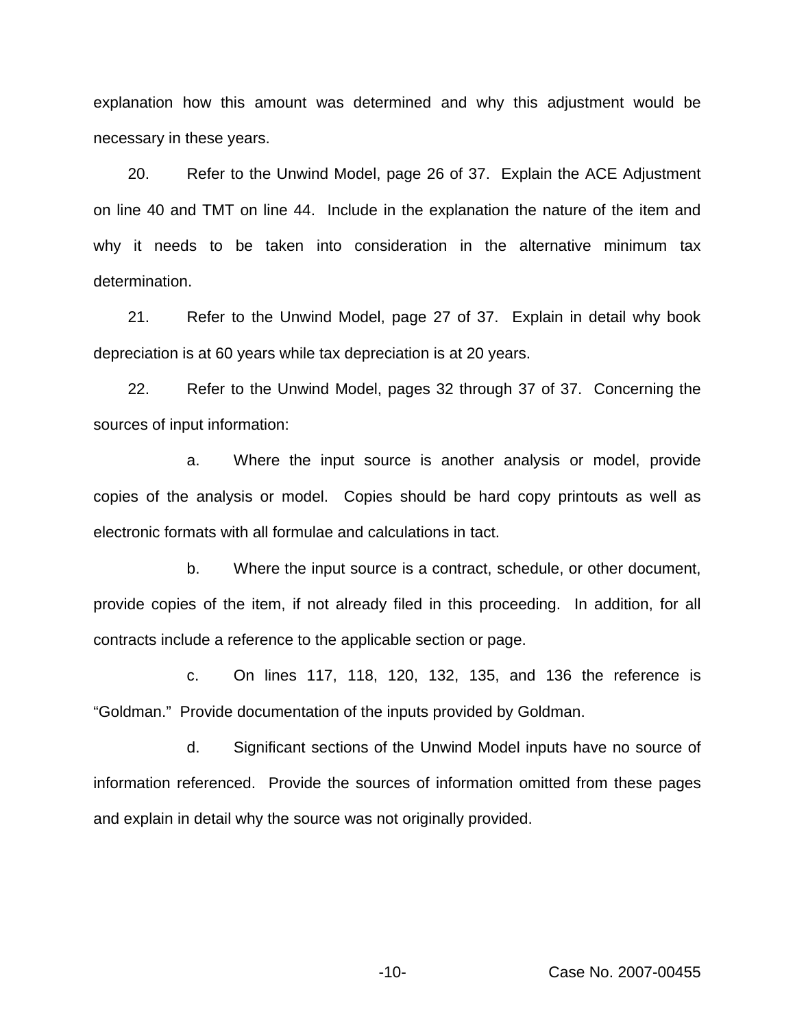explanation how this amount was determined and why this adjustment would be necessary in these years.

20. Refer to the Unwind Model, page 26 of 37. Explain the ACE Adjustment on line 40 and TMT on line 44. Include in the explanation the nature of the item and why it needs to be taken into consideration in the alternative minimum tax determination.

21. Refer to the Unwind Model, page 27 of 37. Explain in detail why book depreciation is at 60 years while tax depreciation is at 20 years.

22. Refer to the Unwind Model, pages 32 through 37 of 37. Concerning the sources of input information:

a. Where the input source is another analysis or model, provide copies of the analysis or model. Copies should be hard copy printouts as well as electronic formats with all formulae and calculations in tact.

b. Where the input source is a contract, schedule, or other document, provide copies of the item, if not already filed in this proceeding. In addition, for all contracts include a reference to the applicable section or page.

c. On lines 117, 118, 120, 132, 135, and 136 the reference is "Goldman." Provide documentation of the inputs provided by Goldman.

d. Significant sections of the Unwind Model inputs have no source of information referenced. Provide the sources of information omitted from these pages and explain in detail why the source was not originally provided.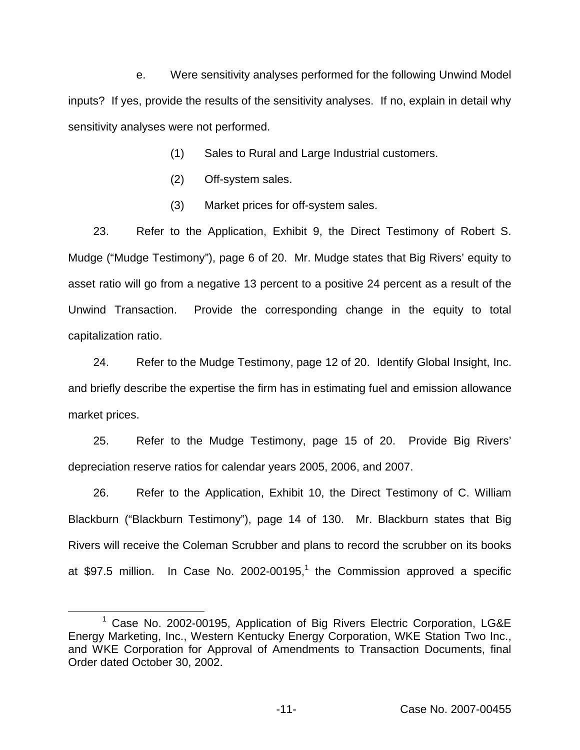e. Were sensitivity analyses performed for the following Unwind Model inputs? If yes, provide the results of the sensitivity analyses. If no, explain in detail why sensitivity analyses were not performed.

(1) Sales to Rural and Large Industrial customers.

(2) Off-system sales.

(3) Market prices for off-system sales.

23. Refer to the Application, Exhibit 9, the Direct Testimony of Robert S. Mudge ("Mudge Testimony"), page 6 of 20. Mr. Mudge states that Big Rivers' equity to asset ratio will go from a negative 13 percent to a positive 24 percent as a result of the Unwind Transaction. Provide the corresponding change in the equity to total capitalization ratio.

24. Refer to the Mudge Testimony, page 12 of 20. Identify Global Insight, Inc. and briefly describe the expertise the firm has in estimating fuel and emission allowance market prices.

25. Refer to the Mudge Testimony, page 15 of 20. Provide Big Rivers' depreciation reserve ratios for calendar years 2005, 2006, and 2007.

26. Refer to the Application, Exhibit 10, the Direct Testimony of C. William Blackburn ("Blackburn Testimony"), page 14 of 130. Mr. Blackburn states that Big Rivers will receive the Coleman Scrubber and plans to record the scrubber on its books at $97.5 million. In Case No. 2002-00195,[1] the Commission approved a specific

[1] Case No. 2002-00195, Application of Big Rivers Electric Corporation, LG&E Energy Marketing, Inc., Western Kentucky Energy Corporation, WKE Station Two Inc., and WKE Corporation for Approval of Amendments to Transaction Documents, final Order dated October 30, 2002.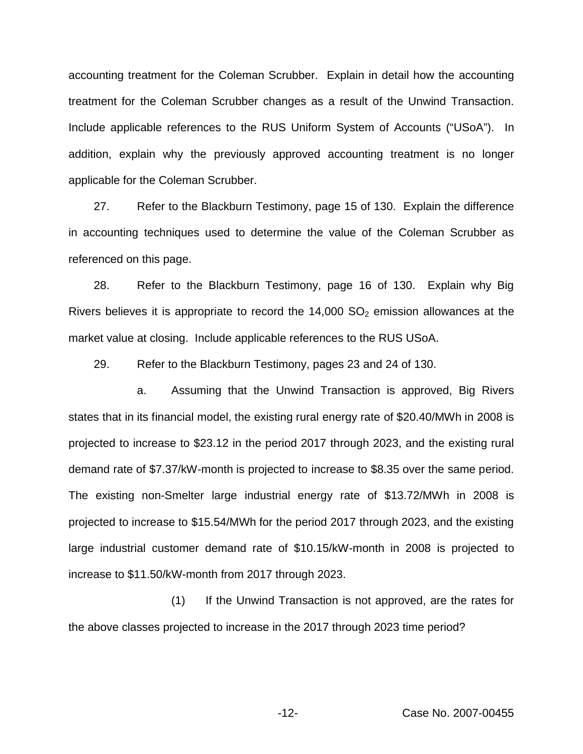accounting treatment for the Coleman Scrubber. Explain in detail how the accounting treatment for the Coleman Scrubber changes as a result of the Unwind Transaction. Include applicable references to the RUS Uniform System of Accounts ("USoA"). In addition, explain why the previously approved accounting treatment is no longer applicable for the Coleman Scrubber.

27. Refer to the Blackburn Testimony, page 15 of 130. Explain the difference in accounting techniques used to determine the value of the Coleman Scrubber as referenced on this page.

28. Refer to the Blackburn Testimony, page 16 of 130. Explain why Big Rivers believes it is appropriate to record the 14,000 $SO_2$ emission allowances at the market value at closing. Include applicable references to the RUS USoA.

29. Refer to the Blackburn Testimony, pages 23 and 24 of 130.

a. Assuming that the Unwind Transaction is approved, Big Rivers states that in its financial model, the existing rural energy rate of $20.40/MWh in 2008 is projected to increase to $23.12 in the period 2017 through 2023, and the existing rural demand rate of $7.37/kW-month is projected to increase to $8.35 over the same period. The existing non-Smelter large industrial energy rate of $13.72/MWh in 2008 is projected to increase to $15.54/MWh for the period 2017 through 2023, and the existing large industrial customer demand rate of $10.15/kW-month in 2008 is projected to increase to $11.50/kW-month from 2017 through 2023.

(1) If the Unwind Transaction is not approved, are the rates for the above classes projected to increase in the 2017 through 2023 time period?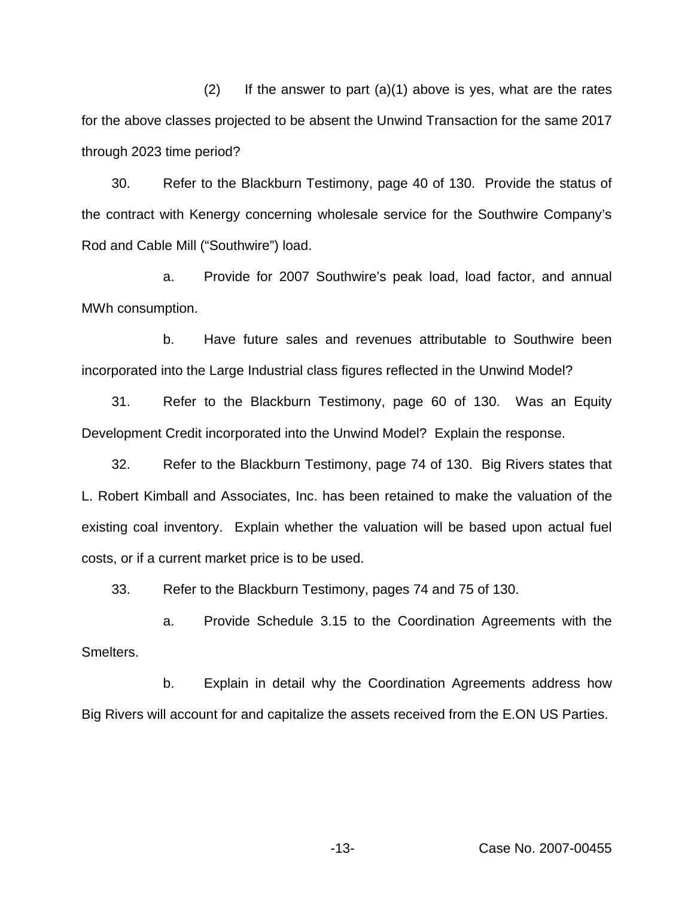(2) If the answer to part (a)(1) above is yes, what are the rates for the above classes projected to be absent the Unwind Transaction for the same 2017 through 2023 time period?

30. Refer to the Blackburn Testimony, page 40 of 130. Provide the status of the contract with Kenergy concerning wholesale service for the Southwire Company's Rod and Cable Mill ("Southwire") load.

a. Provide for 2007 Southwire's peak load, load factor, and annual MWh consumption.

b. Have future sales and revenues attributable to Southwire been incorporated into the Large Industrial class figures reflected in the Unwind Model?

31. Refer to the Blackburn Testimony, page 60 of 130. Was an Equity Development Credit incorporated into the Unwind Model? Explain the response.

32. Refer to the Blackburn Testimony, page 74 of 130. Big Rivers states that L. Robert Kimball and Associates, Inc. has been retained to make the valuation of the existing coal inventory. Explain whether the valuation will be based upon actual fuel costs, or if a current market price is to be used.

33. Refer to the Blackburn Testimony, pages 74 and 75 of 130.

a. Provide Schedule 3.15 to the Coordination Agreements with the Smelters.

b. Explain in detail why the Coordination Agreements address how Big Rivers will account for and capitalize the assets received from the E.ON US Parties.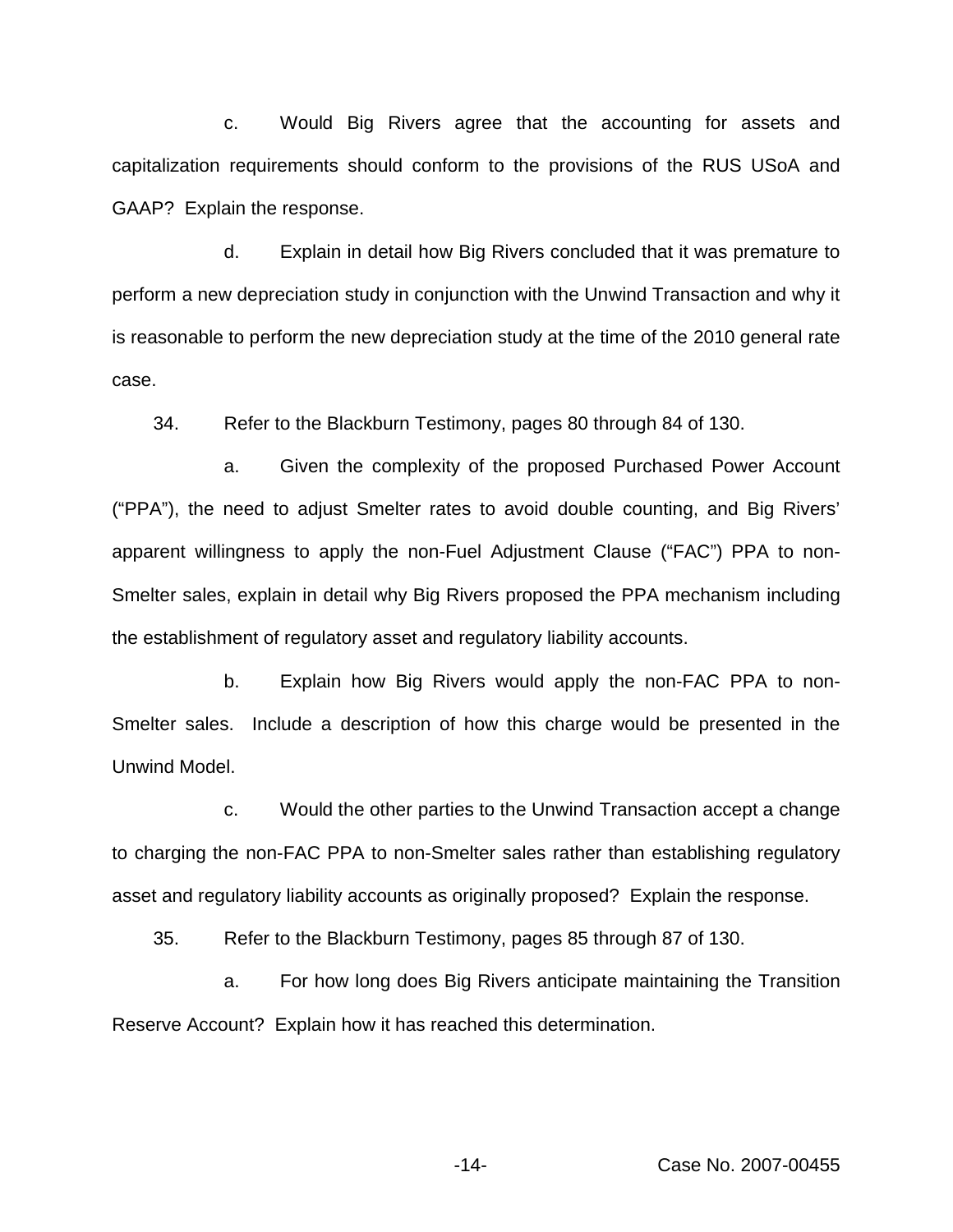c. Would Big Rivers agree that the accounting for assets and capitalization requirements should conform to the provisions of the RUS USoA and GAAP? Explain the response.

d. Explain in detail how Big Rivers concluded that it was premature to perform a new depreciation study in conjunction with the Unwind Transaction and why it is reasonable to perform the new depreciation study at the time of the 2010 general rate case.

34. Refer to the Blackburn Testimony, pages 80 through 84 of 130.

a. Given the complexity of the proposed Purchased Power Account ("PPA"), the need to adjust Smelter rates to avoid double counting, and Big Rivers' apparent willingness to apply the non-Fuel Adjustment Clause ("FAC") PPA to non-Smelter sales, explain in detail why Big Rivers proposed the PPA mechanism including the establishment of regulatory asset and regulatory liability accounts.

b. Explain how Big Rivers would apply the non-FAC PPA to non-Smelter sales. Include a description of how this charge would be presented in the Unwind Model.

c. Would the other parties to the Unwind Transaction accept a change to charging the non-FAC PPA to non-Smelter sales rather than establishing regulatory asset and regulatory liability accounts as originally proposed? Explain the response.

35. Refer to the Blackburn Testimony, pages 85 through 87 of 130.

a. For how long does Big Rivers anticipate maintaining the Transition Reserve Account? Explain how it has reached this determination.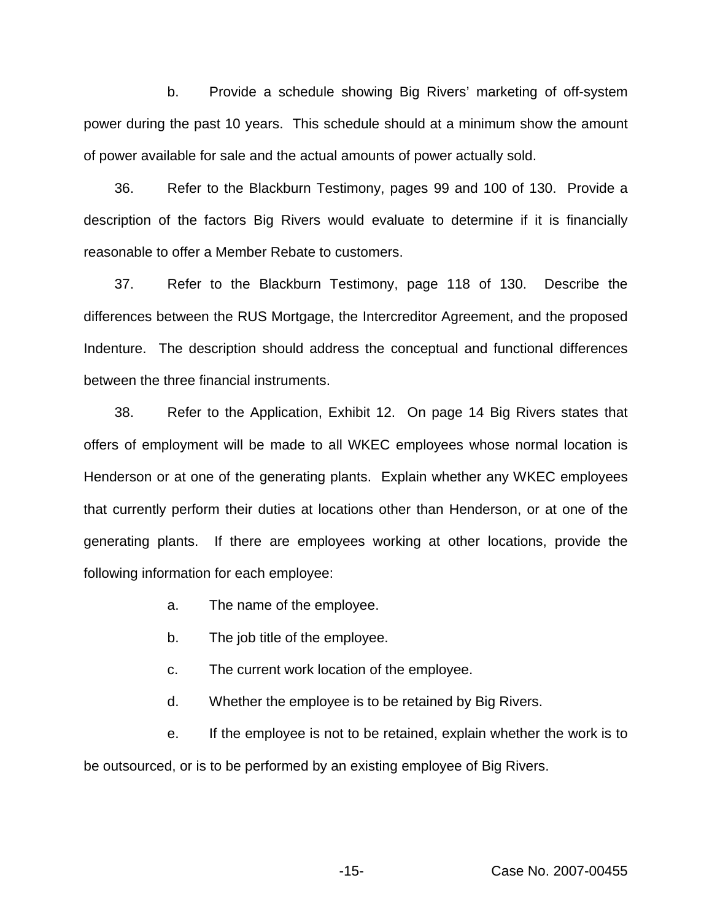b. Provide a schedule showing Big Rivers' marketing of off-system power during the past 10 years. This schedule should at a minimum show the amount of power available for sale and the actual amounts of power actually sold.

36. Refer to the Blackburn Testimony, pages 99 and 100 of 130. Provide a description of the factors Big Rivers would evaluate to determine if it is financially reasonable to offer a Member Rebate to customers.

37. Refer to the Blackburn Testimony, page 118 of 130. Describe the differences between the RUS Mortgage, the Intercreditor Agreement, and the proposed Indenture. The description should address the conceptual and functional differences between the three financial instruments.

38. Refer to the Application, Exhibit 12. On page 14 Big Rivers states that offers of employment will be made to all WKEC employees whose normal location is Henderson or at one of the generating plants. Explain whether any WKEC employees that currently perform their duties at locations other than Henderson, or at one of the generating plants. If there are employees working at other locations, provide the following information for each employee:

a. The name of the employee.

b. The job title of the employee.

c. The current work location of the employee.

d. Whether the employee is to be retained by Big Rivers.

e. If the employee is not to be retained, explain whether the work is to be outsourced, or is to be performed by an existing employee of Big Rivers.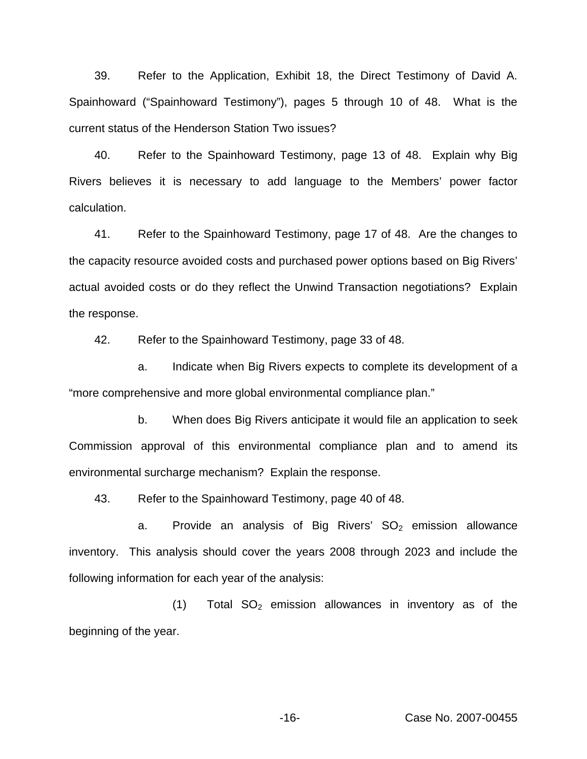39. Refer to the Application, Exhibit 18, the Direct Testimony of David A. Spainhoward ("Spainhoward Testimony"), pages 5 through 10 of 48. What is the current status of the Henderson Station Two issues?

40. Refer to the Spainhoward Testimony, page 13 of 48. Explain why Big Rivers believes it is necessary to add language to the Members' power factor calculation.

41. Refer to the Spainhoward Testimony, page 17 of 48. Are the changes to the capacity resource avoided costs and purchased power options based on Big Rivers' actual avoided costs or do they reflect the Unwind Transaction negotiations? Explain the response.

42. Refer to the Spainhoward Testimony, page 33 of 48.

a. Indicate when Big Rivers expects to complete its development of a "more comprehensive and more global environmental compliance plan."

b. When does Big Rivers anticipate it would file an application to seek Commission approval of this environmental compliance plan and to amend its environmental surcharge mechanism? Explain the response.

43. Refer to the Spainhoward Testimony, page 40 of 48.

a. Provide an analysis of Big Rivers' $SO_2$ emission allowance inventory. This analysis should cover the years 2008 through 2023 and include the following information for each year of the analysis:

(1) Total $SO_2$ emission allowances in inventory as of the beginning of the year.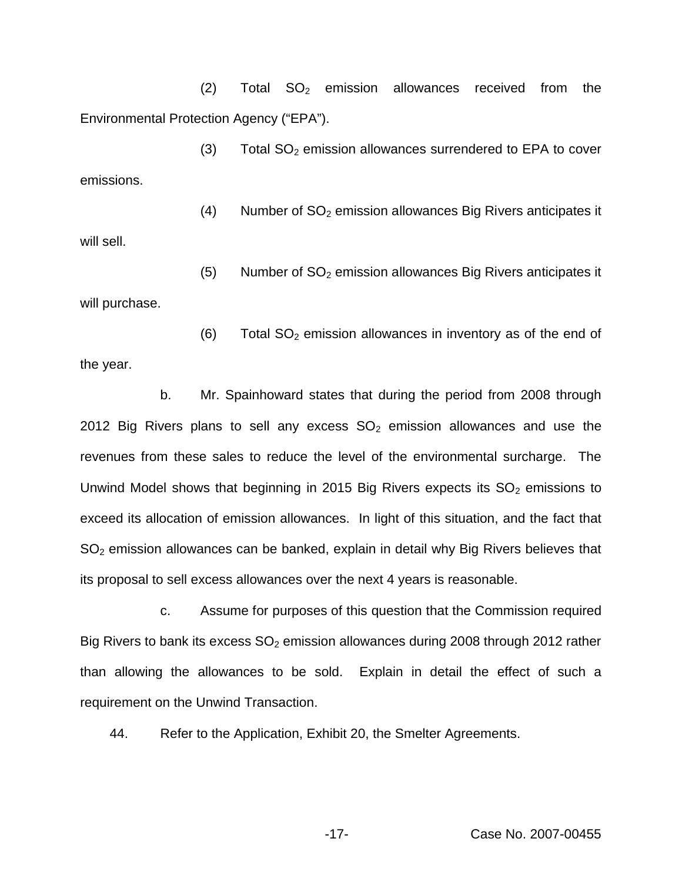(2) Total $SO_2$ emission allowances received from the Environmental Protection Agency ("EPA").

(3) Total $SO_2$ emission allowances surrendered to EPA to cover emissions.

(4) Number of $SO_2$ emission allowances Big Rivers anticipates it will sell.

(5) Number of $SO_2$ emission allowances Big Rivers anticipates it will purchase.

(6) Total $SO_2$ emission allowances in inventory as of the end of the year.

b. Mr. Spainhoward states that during the period from 2008 through 2012 Big Rivers plans to sell any excess $SO_2$ emission allowances and use the revenues from these sales to reduce the level of the environmental surcharge. The Unwind Model shows that beginning in 2015 Big Rivers expects its $SO_2$ emissions to exceed its allocation of emission allowances. In light of this situation, and the fact that $SO_2$ emission allowances can be banked, explain in detail why Big Rivers believes that its proposal to sell excess allowances over the next 4 years is reasonable.

c. Assume for purposes of this question that the Commission required Big Rivers to bank its excess $SO_2$ emission allowances during 2008 through 2012 rather than allowing the allowances to be sold. Explain in detail the effect of such a requirement on the Unwind Transaction.

44. Refer to the Application, Exhibit 20, the Smelter Agreements.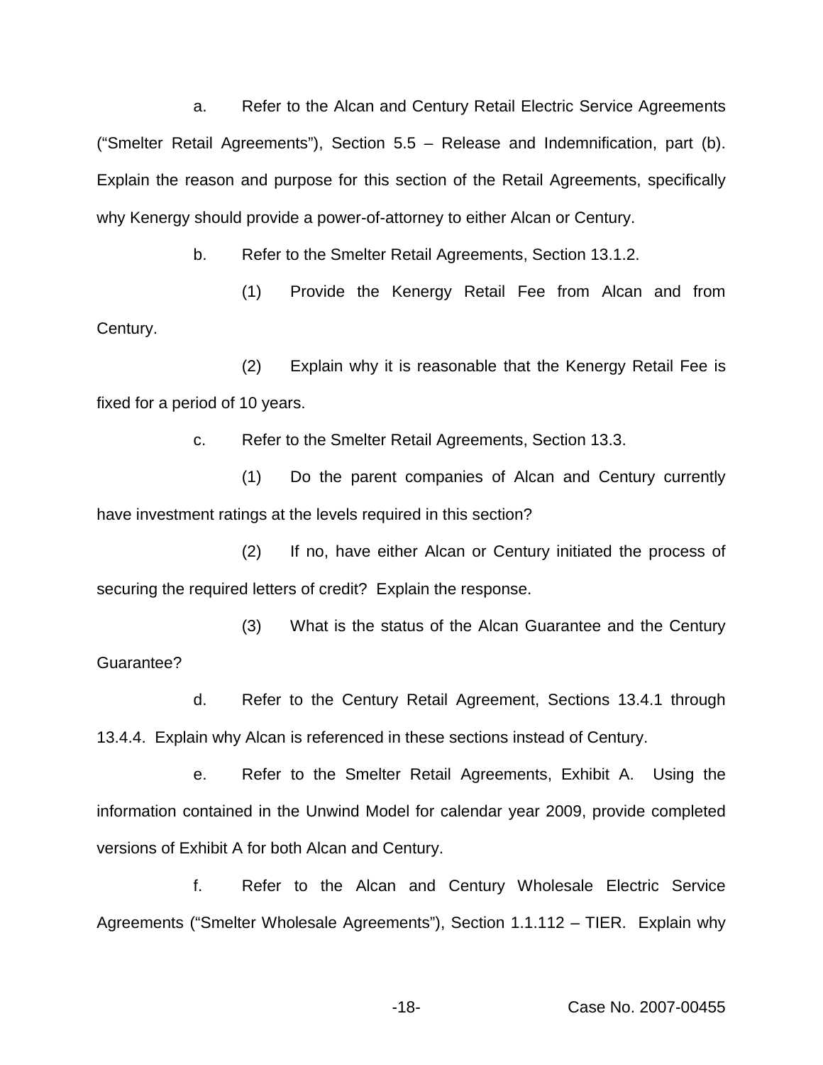a. Refer to the Alcan and Century Retail Electric Service Agreements ("Smelter Retail Agreements"), Section 5.5 – Release and Indemnification, part (b). Explain the reason and purpose for this section of the Retail Agreements, specifically why Kenergy should provide a power-of-attorney to either Alcan or Century.

b. Refer to the Smelter Retail Agreements, Section 13.1.2.

(1) Provide the Kenergy Retail Fee from Alcan and from Century.

(2) Explain why it is reasonable that the Kenergy Retail Fee is fixed for a period of 10 years.

c. Refer to the Smelter Retail Agreements, Section 13.3.

(1) Do the parent companies of Alcan and Century currently have investment ratings at the levels required in this section?

(2) If no, have either Alcan or Century initiated the process of securing the required letters of credit? Explain the response.

(3) What is the status of the Alcan Guarantee and the Century Guarantee?

d. Refer to the Century Retail Agreement, Sections 13.4.1 through 13.4.4. Explain why Alcan is referenced in these sections instead of Century.

e. Refer to the Smelter Retail Agreements, Exhibit A. Using the information contained in the Unwind Model for calendar year 2009, provide completed versions of Exhibit A for both Alcan and Century.

f. Refer to the Alcan and Century Wholesale Electric Service Agreements ("Smelter Wholesale Agreements"), Section 1.1.112 – TIER. Explain why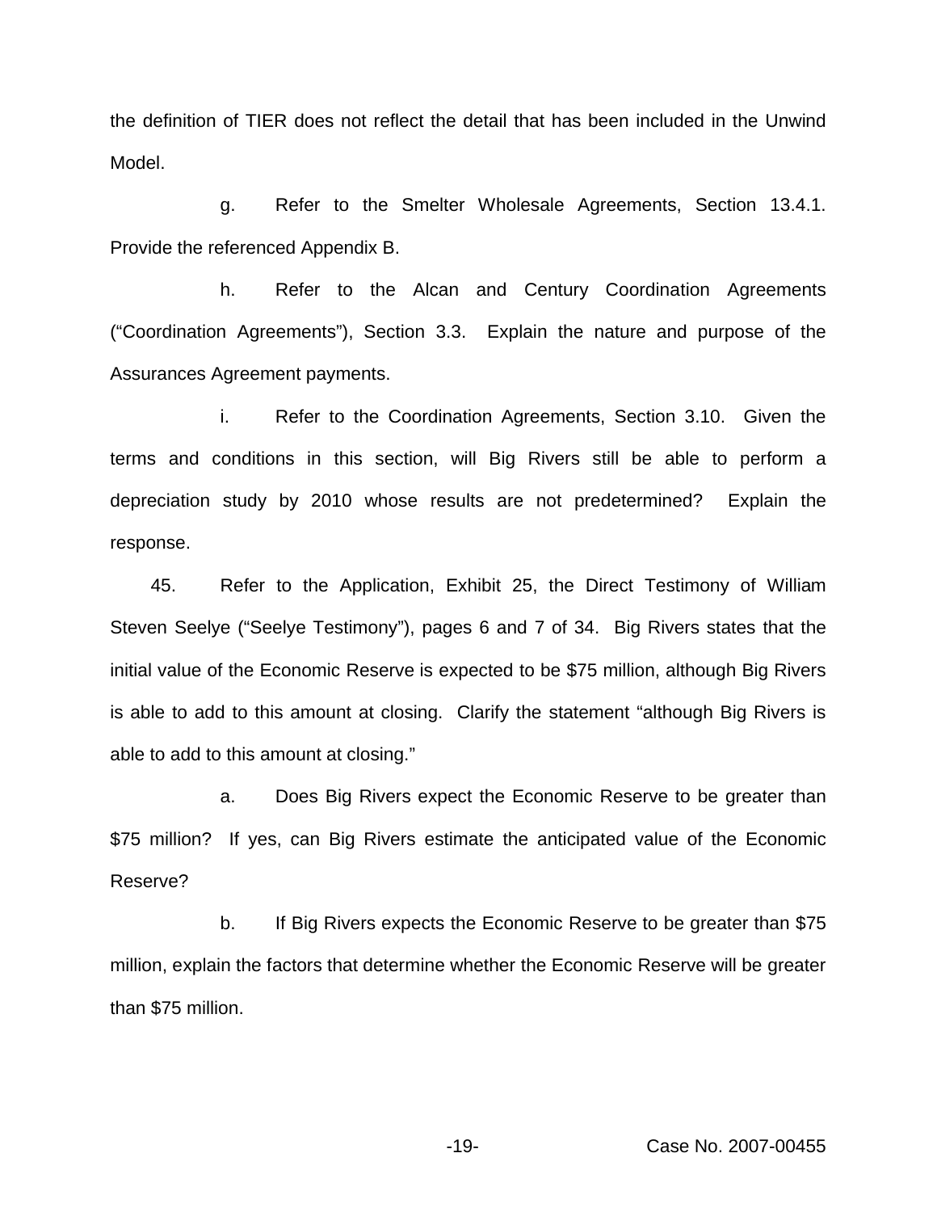the definition of TIER does not reflect the detail that has been included in the Unwind Model.

g. Refer to the Smelter Wholesale Agreements, Section 13.4.1. Provide the referenced Appendix B.

h. Refer to the Alcan and Century Coordination Agreements ("Coordination Agreements"), Section 3.3. Explain the nature and purpose of the Assurances Agreement payments.

i. Refer to the Coordination Agreements, Section 3.10. Given the terms and conditions in this section, will Big Rivers still be able to perform a depreciation study by 2010 whose results are not predetermined? Explain the response.

45. Refer to the Application, Exhibit 25, the Direct Testimony of William Steven Seelye ("Seelye Testimony"), pages 6 and 7 of 34. Big Rivers states that the initial value of the Economic Reserve is expected to be $75 million, although Big Rivers is able to add to this amount at closing. Clarify the statement "although Big Rivers is able to add to this amount at closing."

a. Does Big Rivers expect the Economic Reserve to be greater than $75 million? If yes, can Big Rivers estimate the anticipated value of the Economic Reserve?

b. If Big Rivers expects the Economic Reserve to be greater than $75 million, explain the factors that determine whether the Economic Reserve will be greater than $75 million.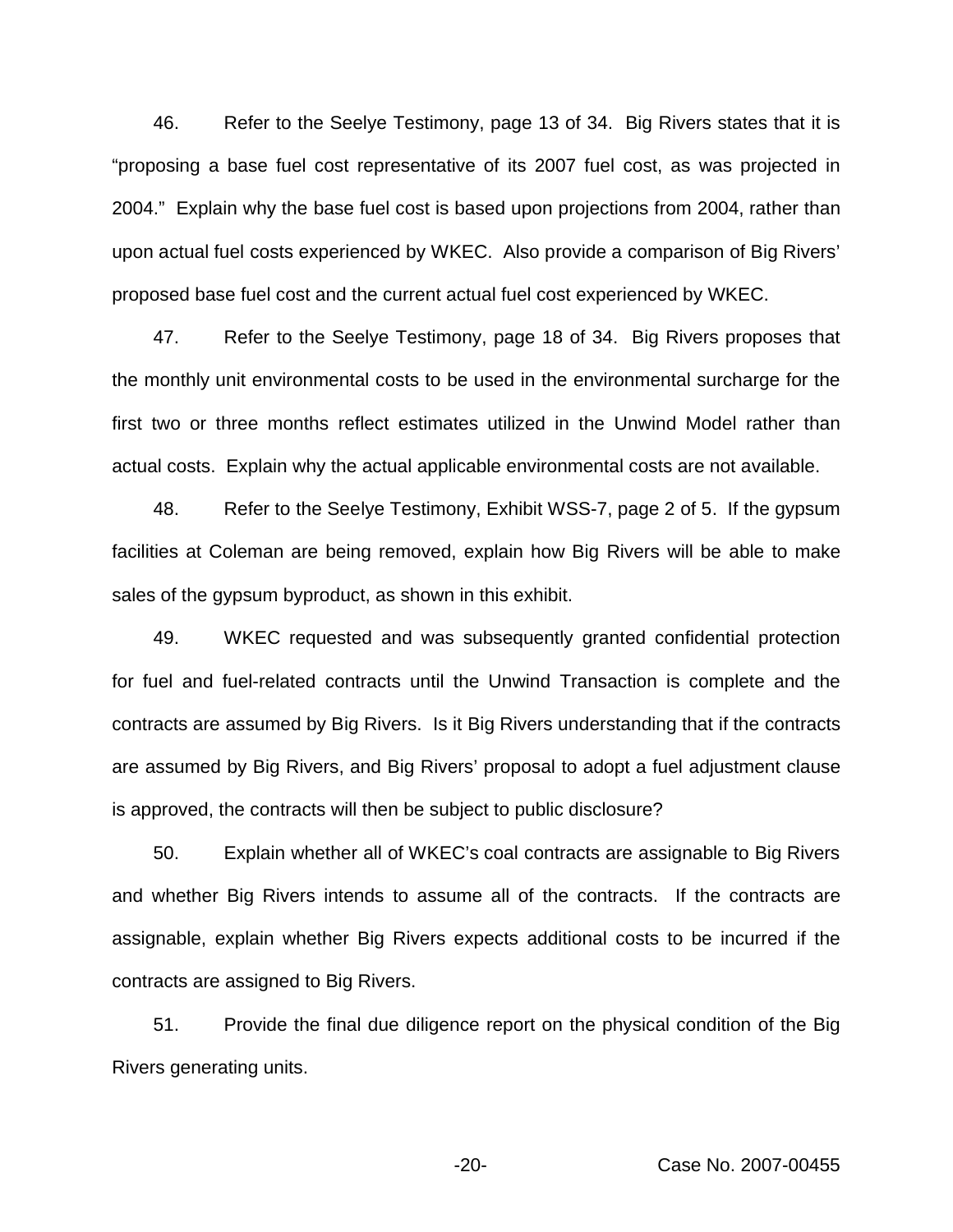46. Refer to the Seelye Testimony, page 13 of 34. Big Rivers states that it is "proposing a base fuel cost representative of its 2007 fuel cost, as was projected in 2004." Explain why the base fuel cost is based upon projections from 2004, rather than upon actual fuel costs experienced by WKEC. Also provide a comparison of Big Rivers' proposed base fuel cost and the current actual fuel cost experienced by WKEC.

47. Refer to the Seelye Testimony, page 18 of 34. Big Rivers proposes that the monthly unit environmental costs to be used in the environmental surcharge for the first two or three months reflect estimates utilized in the Unwind Model rather than actual costs. Explain why the actual applicable environmental costs are not available.

48. Refer to the Seelye Testimony, Exhibit WSS-7, page 2 of 5. If the gypsum facilities at Coleman are being removed, explain how Big Rivers will be able to make sales of the gypsum byproduct, as shown in this exhibit.

49. WKEC requested and was subsequently granted confidential protection for fuel and fuel-related contracts until the Unwind Transaction is complete and the contracts are assumed by Big Rivers. Is it Big Rivers understanding that if the contracts are assumed by Big Rivers, and Big Rivers' proposal to adopt a fuel adjustment clause is approved, the contracts will then be subject to public disclosure?

50. Explain whether all of WKEC's coal contracts are assignable to Big Rivers and whether Big Rivers intends to assume all of the contracts. If the contracts are assignable, explain whether Big Rivers expects additional costs to be incurred if the contracts are assigned to Big Rivers.

51. Provide the final due diligence report on the physical condition of the Big Rivers generating units.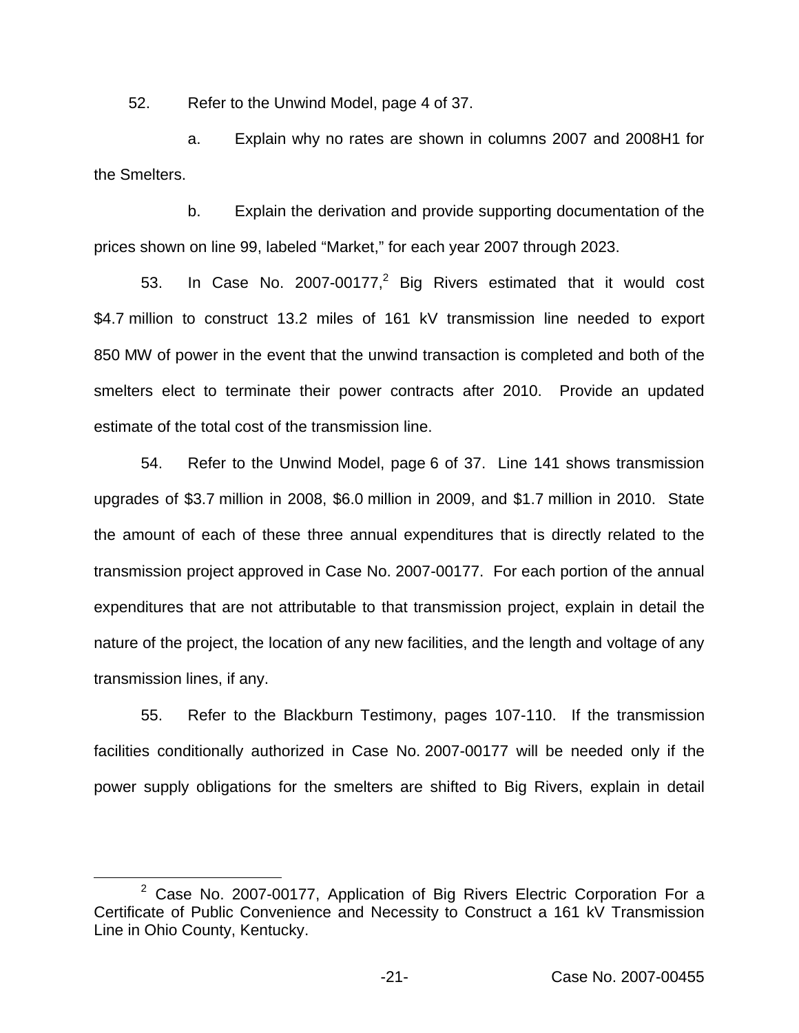52. Refer to the Unwind Model, page 4 of 37.

a. Explain why no rates are shown in columns 2007 and 2008H1 for the Smelters.

b. Explain the derivation and provide supporting documentation of the prices shown on line 99, labeled "Market," for each year 2007 through 2023.

53. In Case No. 2007-00177,[2] Big Rivers estimated that it would cost $4.7 million to construct 13.2 miles of 161 kV transmission line needed to export 850 MW of power in the event that the unwind transaction is completed and both of the smelters elect to terminate their power contracts after 2010. Provide an updated estimate of the total cost of the transmission line.

54. Refer to the Unwind Model, page 6 of 37. Line 141 shows transmission upgrades of $3.7 million in 2008, $6.0 million in 2009, and $1.7 million in 2010. State the amount of each of these three annual expenditures that is directly related to the transmission project approved in Case No. 2007-00177. For each portion of the annual expenditures that are not attributable to that transmission project, explain in detail the nature of the project, the location of any new facilities, and the length and voltage of any transmission lines, if any.

55. Refer to the Blackburn Testimony, pages 107-110. If the transmission facilities conditionally authorized in Case No. 2007-00177 will be needed only if the power supply obligations for the smelters are shifted to Big Rivers, explain in detail

[2] Case No. 2007-00177, Application of Big Rivers Electric Corporation For a Certificate of Public Convenience and Necessity to Construct a 161 kV Transmission Line in Ohio County, Kentucky.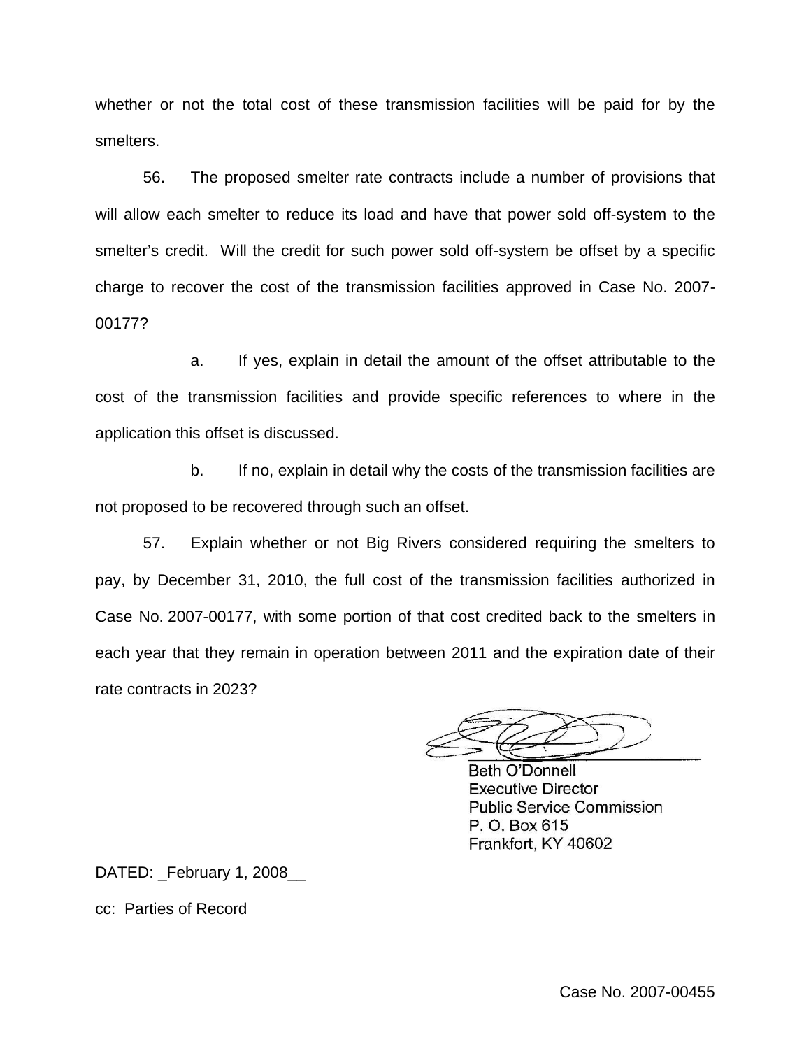whether or not the total cost of these transmission facilities will be paid for by the smelters.

56. The proposed smelter rate contracts include a number of provisions that will allow each smelter to reduce its load and have that power sold off-system to the smelter's credit. Will the credit for such power sold off-system be offset by a specific charge to recover the cost of the transmission facilities approved in Case No. 2007-00177?

a. If yes, explain in detail the amount of the offset attributable to the cost of the transmission facilities and provide specific references to where in the application this offset is discussed.

b. If no, explain in detail why the costs of the transmission facilities are not proposed to be recovered through such an offset.

57. Explain whether or not Big Rivers considered requiring the smelters to pay, by December 31, 2010, the full cost of the transmission facilities authorized in Case No. 2007-00177, with some portion of that cost credited back to the smelters in each year that they remain in operation between 2011 and the expiration date of their rate contracts in 2023?

Beth O'Donnell
Executive Director
Public Service Commission
P. O. Box 615
Frankfort, KY 40602

DATED: February 1, 2008

cc: Parties of Record

Case No. 2007-00455